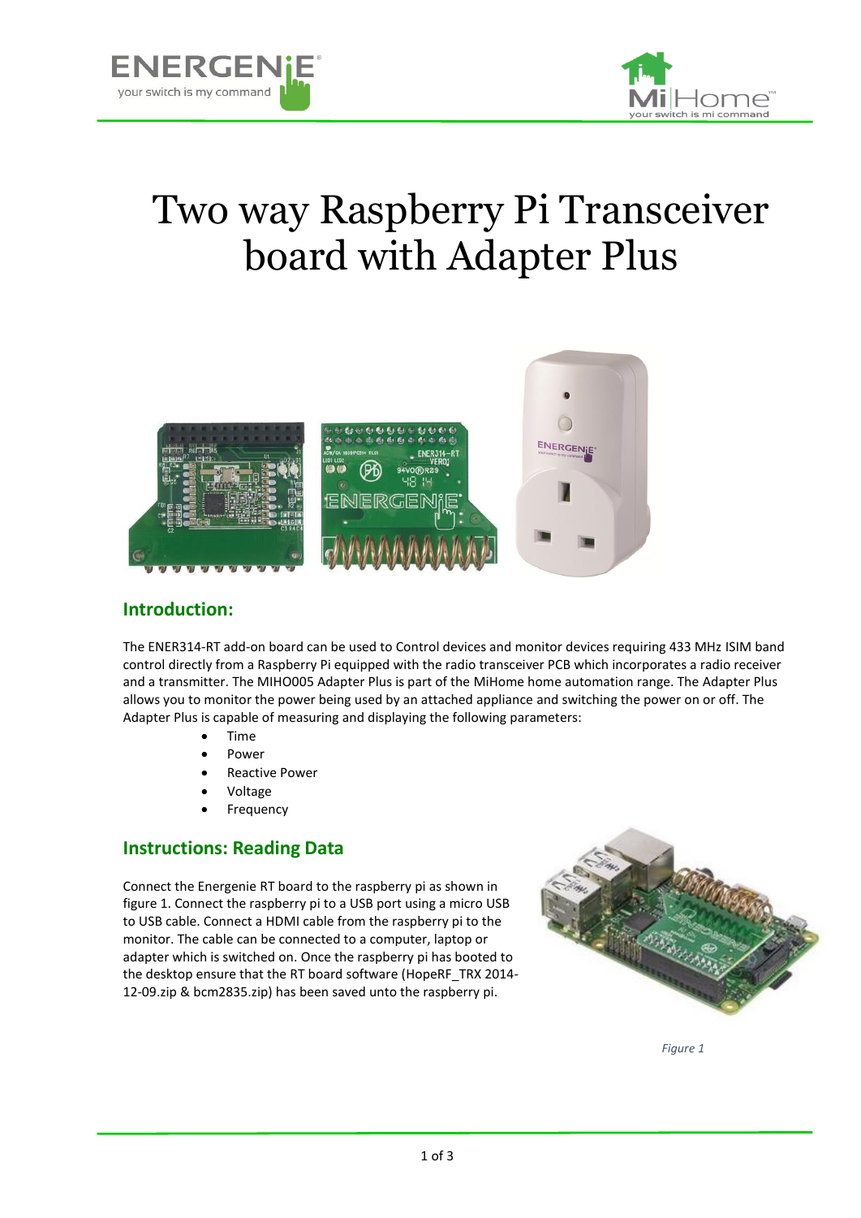# Two way Raspberry Pi Transceiver board with Adapter Plus

## Introduction:

The ENER314-RT add-on board can be used to Control devices and monitor devices requiring 433 MHz ISIM band control directly from a Raspberry Pi equipped with the radio transceiver PCB which incorporates a radio receiver and a transmitter. The MIHO005 Adapter Plus is part of the MiHome home automation range. The Adapter Plus allows you to monitor the power being used by an attached appliance and switching the power on or off. The Adapter Plus is capable of measuring and displaying the following parameters:

- Time
- Power
- Reactive Power
- Voltage
- Frequency

## Instructions: Reading Data

Connect the Energenie RT board to the raspberry pi as shown in figure 1. Connect the raspberry pi to a USB port using a micro USB to USB cable. Connect a HDMI cable from the raspberry pi to the monitor. The cable can be connected to a computer, laptop or adapter which is switched on. Once the raspberry pi has booted to the desktop ensure that the RT board software (HopeRF_TRX 2014-12-09.zip & bcm2835.zip) has been saved unto the raspberry pi.

*Figure 1*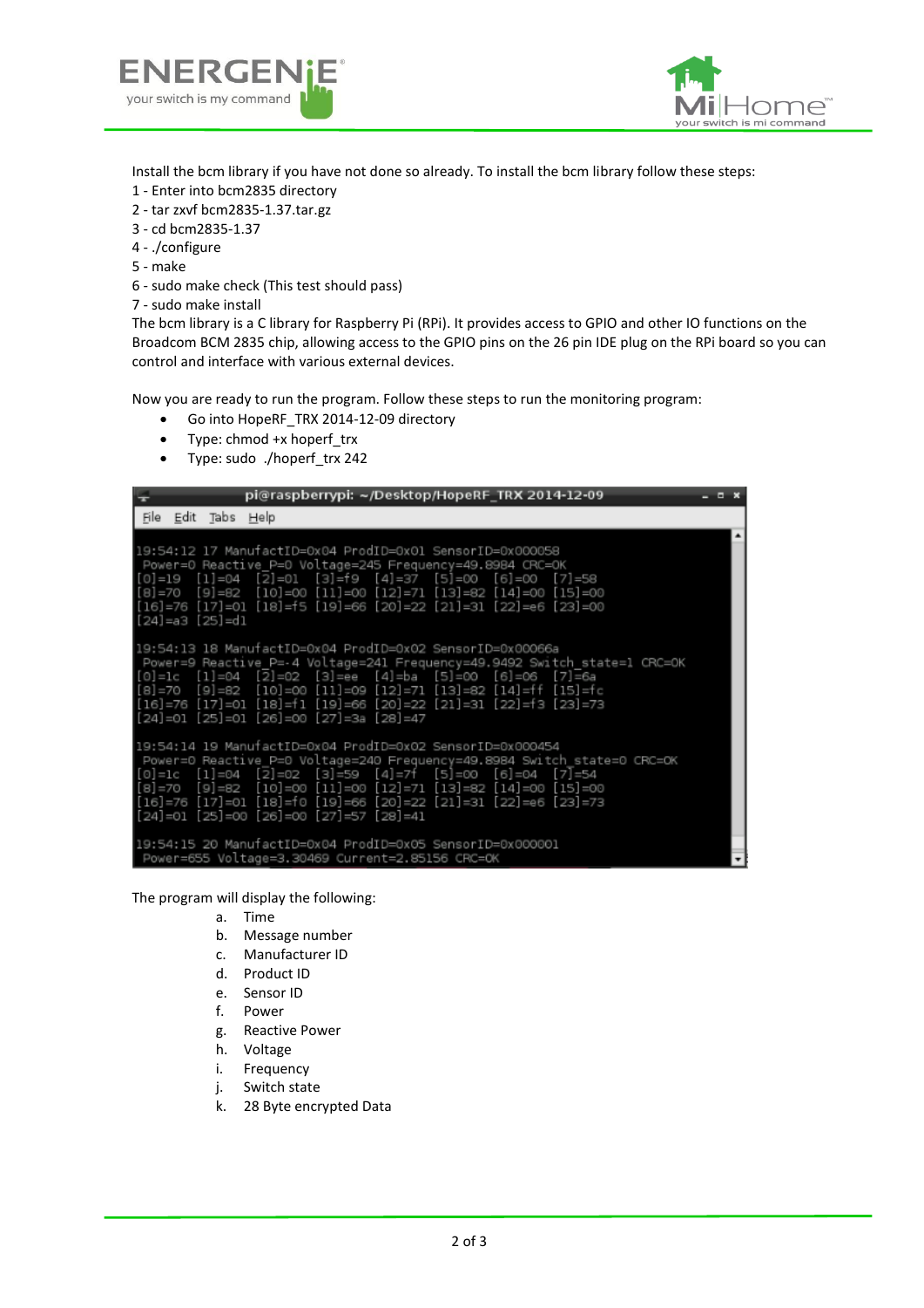Install the bcm library if you have not done so already. To install the bcm library follow these steps:
1 - Enter into bcm2835 directory
2 - tar zxvf bcm2835-1.37.tar.gz
3 - cd bcm2835-1.37
4 - ./configure
5 - make
6 - sudo make check (This test should pass)
7 - sudo make install
The bcm library is a C library for Raspberry Pi (RPi). It provides access to GPIO and other IO functions on the Broadcom BCM 2835 chip, allowing access to the GPIO pins on the 26 pin IDE plug on the RPi board so you can control and interface with various external devices.

Now you are ready to run the program. Follow these steps to run the monitoring program:

- Go into HopeRF_TRX 2014-12-09 directory
- Type: chmod +x hoperf_trx
- Type: sudo ./hoperf_trx 242

```
pi@raspberrypi: ~/Desktop/HopeRF_TRX 2014-12-09
File  Edit  Tabs  Help

19:54:12 17 ManufactID=0x04 ProdID=0x01 SensorID=0x000058
 Power=0 Reactive_P=0 Voltage=245 Frequency=49.8984 CRC=OK
[0]=19  [1]=04  [2]=01  [3]=f9  [4]=37  [5]=00  [6]=00  [7]=58
[8]=70  [9]=82  [10]=00 [11]=00 [12]=71 [13]=82 [14]=00 [15]=00
[16]=76 [17]=01 [18]=f5 [19]=66 [20]=22 [21]=31 [22]=e6 [23]=00
[24]=a3 [25]=d1

19:54:13 18 ManufactID=0x04 ProdID=0x02 SensorID=0x00066a
 Power=9 Reactive_P=-4 Voltage=241 Frequency=49.9492 Switch_state=1 CRC=OK
[0]=1c  [1]=04  [2]=02  [3]=ee  [4]=ba  [5]=00  [6]=06  [7]=6a
[8]=70  [9]=82  [10]=00 [11]=09 [12]=71 [13]=82 [14]=ff [15]=fc
[16]=76 [17]=01 [18]=f1 [19]=66 [20]=22 [21]=31 [22]=f3 [23]=73
[24]=01 [25]=01 [26]=00 [27]=3a [28]=47

19:54:14 19 ManufactID=0x04 ProdID=0x02 SensorID=0x000454
 Power=0 Reactive_P=0 Voltage=240 Frequency=49.8984 Switch_state=0 CRC=OK
[0]=1c  [1]=04  [2]=02  [3]=59  [4]=7f  [5]=00  [6]=04  [7]=54
[8]=70  [9]=82  [10]=00 [11]=00 [12]=71 [13]=82 [14]=00 [15]=00
[16]=76 [17]=01 [18]=f0 [19]=66 [20]=22 [21]=31 [22]=e6 [23]=73
[24]=01 [25]=00 [26]=00 [27]=57 [28]=41

19:54:15 20 ManufactID=0x04 ProdID=0x05 SensorID=0x000001
 Power=655 Voltage=3.30469 Current=2.85156 CRC=OK
```

The program will display the following:

a. Time
b. Message number
c. Manufacturer ID
d. Product ID
e. Sensor ID
f. Power
g. Reactive Power
h. Voltage
i. Frequency
j. Switch state
k. 28 Byte encrypted Data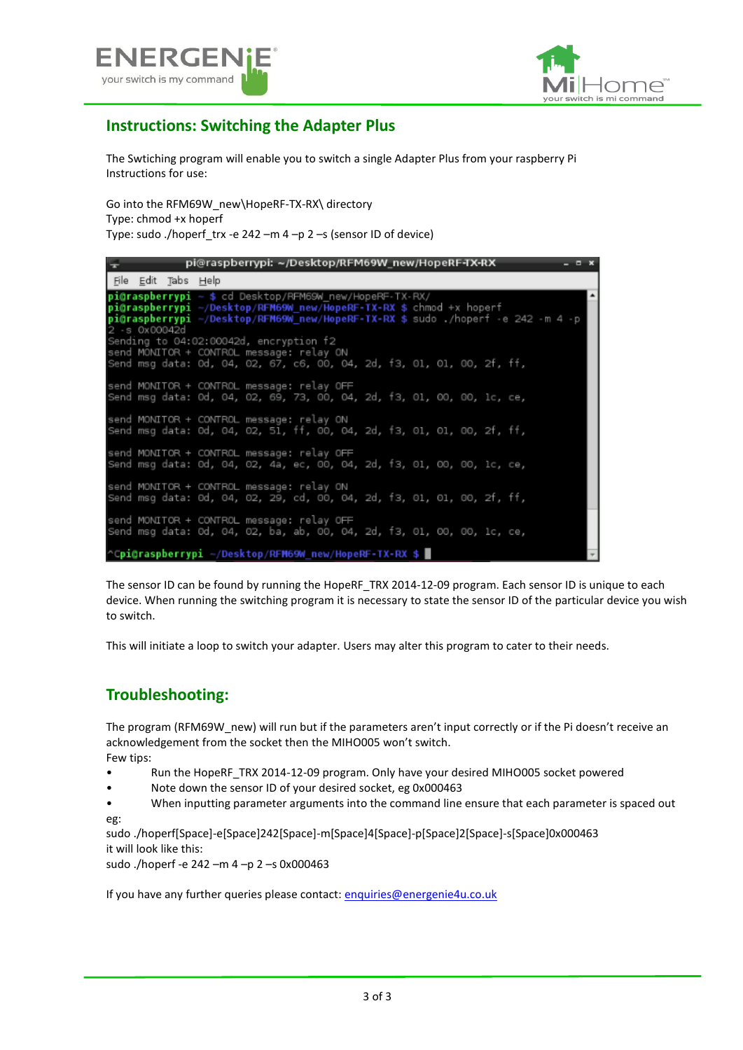ENERGENIE
your switch is my command

MiHome
your switch is mi command

## Instructions: Switching the Adapter Plus

The Swtiching program will enable you to switch a single Adapter Plus from your raspberry Pi
Instructions for use:

Go into the RFM69W_new\HopeRF-TX-RX\ directory
Type: chmod +x hoperf
Type: sudo ./hoperf_trx -e 242 –m 4 –p 2 –s (sensor ID of device)

```
pi@raspberrypi: ~/Desktop/RFM69W_new/HopeRF-TX-RX
File  Edit  Tabs  Help
pi@raspberrypi ~ $ cd Desktop/RFM69W_new/HopeRF-TX-RX/
pi@raspberrypi ~/Desktop/RFM69W_new/HopeRF-TX-RX $ chmod +x hoperf
pi@raspberrypi ~/Desktop/RFM69W_new/HopeRF-TX-RX $ sudo ./hoperf -e 242 -m 4 -p
2 -s 0x00042d
Sending to 04:02:00042d, encryption f2
send MONITOR + CONTROL message: relay ON
Send msg data: 0d, 04, 02, 67, c6, 00, 04, 2d, f3, 01, 01, 00, 2f, ff,

send MONITOR + CONTROL message: relay OFF
Send msg data: 0d, 04, 02, 69, 73, 00, 04, 2d, f3, 01, 00, 00, 1c, ce,

send MONITOR + CONTROL message: relay ON
Send msg data: 0d, 04, 02, 51, ff, 00, 04, 2d, f3, 01, 01, 00, 2f, ff,

send MONITOR + CONTROL message: relay OFF
Send msg data: 0d, 04, 02, 4a, ec, 00, 04, 2d, f3, 01, 00, 00, 1c, ce,

send MONITOR + CONTROL message: relay ON
Send msg data: 0d, 04, 02, 29, cd, 00, 04, 2d, f3, 01, 01, 00, 2f, ff,

send MONITOR + CONTROL message: relay OFF
Send msg data: 0d, 04, 02, ba, ab, 00, 04, 2d, f3, 01, 00, 00, 1c, ce,

^Cpi@raspberrypi ~/Desktop/RFM69W_new/HopeRF-TX-RX $
```

The sensor ID can be found by running the HopeRF_TRX 2014-12-09 program. Each sensor ID is unique to each device. When running the switching program it is necessary to state the sensor ID of the particular device you wish to switch.

This will initiate a loop to switch your adapter. Users may alter this program to cater to their needs.

## Troubleshooting:

The program (RFM69W_new) will run but if the parameters aren't input correctly or if the Pi doesn't receive an acknowledgement from the socket then the MIHO005 won't switch.
Few tips:

- Run the HopeRF_TRX 2014-12-09 program. Only have your desired MIHO005 socket powered
- Note down the sensor ID of your desired socket, eg 0x000463
- When inputting parameter arguments into the command line ensure that each parameter is spaced out

eg:
sudo ./hoperf[Space]-e[Space]242[Space]-m[Space]4[Space]-p[Space]2[Space]-s[Space]0x000463
it will look like this:
sudo ./hoperf -e 242 –m 4 –p 2 –s 0x000463

If you have any further queries please contact: enquiries@energenie4u.co.uk